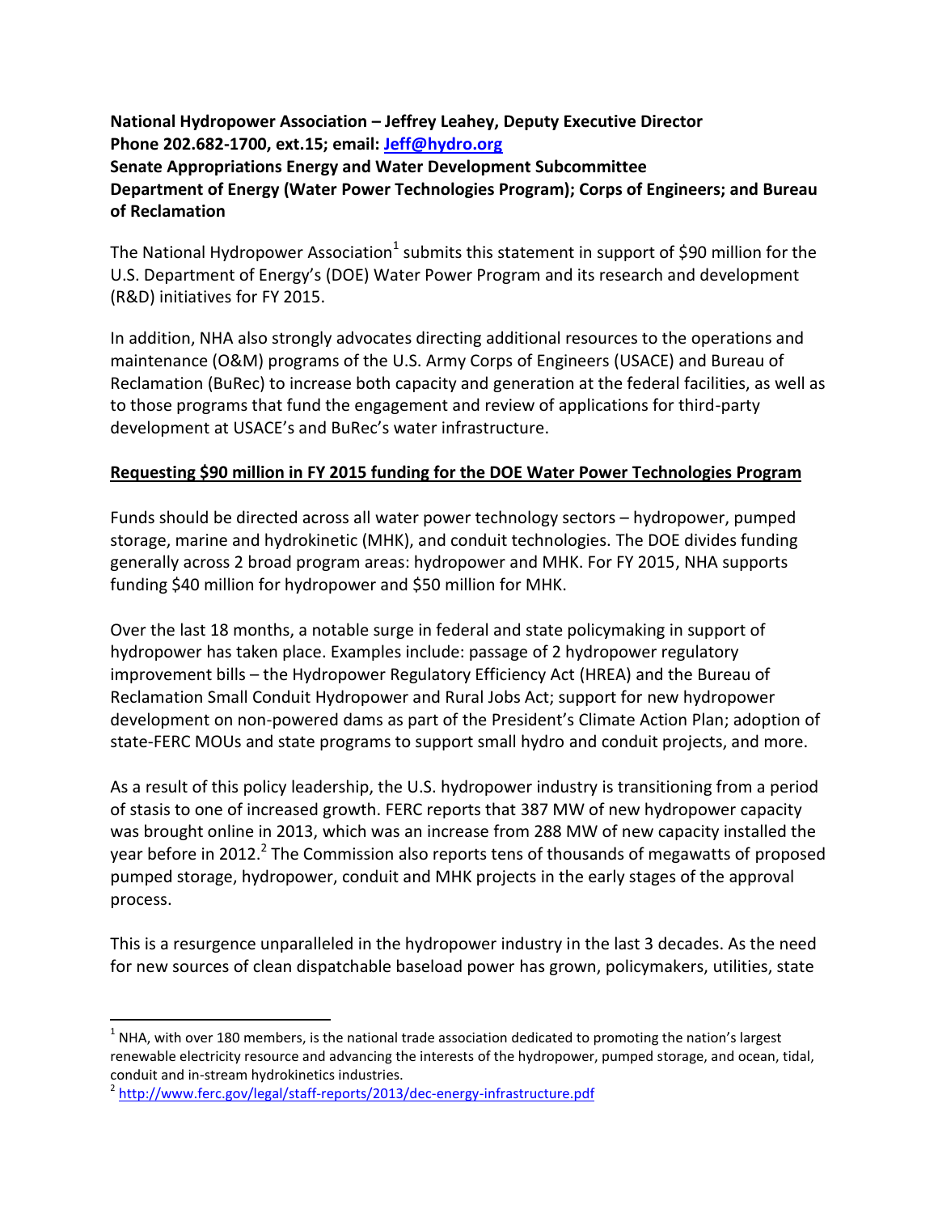**National Hydropower Association – Jeffrey Leahey, Deputy Executive Director**
**Phone 202.682-1700, ext.15; email: Jeff@hydro.org**
**Senate Appropriations Energy and Water Development Subcommittee**
**Department of Energy (Water Power Technologies Program); Corps of Engineers; and Bureau of Reclamation**

The National Hydropower Association[1] submits this statement in support of $90 million for the U.S. Department of Energy's (DOE) Water Power Program and its research and development (R&D) initiatives for FY 2015.

In addition, NHA also strongly advocates directing additional resources to the operations and maintenance (O&M) programs of the U.S. Army Corps of Engineers (USACE) and Bureau of Reclamation (BuRec) to increase both capacity and generation at the federal facilities, as well as to those programs that fund the engagement and review of applications for third-party development at USACE's and BuRec's water infrastructure.

**<u>Requesting $90 million in FY 2015 funding for the DOE Water Power Technologies Program</u>**

Funds should be directed across all water power technology sectors – hydropower, pumped storage, marine and hydrokinetic (MHK), and conduit technologies. The DOE divides funding generally across 2 broad program areas: hydropower and MHK. For FY 2015, NHA supports funding $40 million for hydropower and $50 million for MHK.

Over the last 18 months, a notable surge in federal and state policymaking in support of hydropower has taken place. Examples include: passage of 2 hydropower regulatory improvement bills – the Hydropower Regulatory Efficiency Act (HREA) and the Bureau of Reclamation Small Conduit Hydropower and Rural Jobs Act; support for new hydropower development on non-powered dams as part of the President's Climate Action Plan; adoption of state-FERC MOUs and state programs to support small hydro and conduit projects, and more.

As a result of this policy leadership, the U.S. hydropower industry is transitioning from a period of stasis to one of increased growth. FERC reports that 387 MW of new hydropower capacity was brought online in 2013, which was an increase from 288 MW of new capacity installed the year before in 2012.[2] The Commission also reports tens of thousands of megawatts of proposed pumped storage, hydropower, conduit and MHK projects in the early stages of the approval process.

This is a resurgence unparalleled in the hydropower industry in the last 3 decades. As the need for new sources of clean dispatchable baseload power has grown, policymakers, utilities, state

---

[1] NHA, with over 180 members, is the national trade association dedicated to promoting the nation's largest renewable electricity resource and advancing the interests of the hydropower, pumped storage, and ocean, tidal, conduit and in-stream hydrokinetics industries.

[2] http://www.ferc.gov/legal/staff-reports/2013/dec-energy-infrastructure.pdf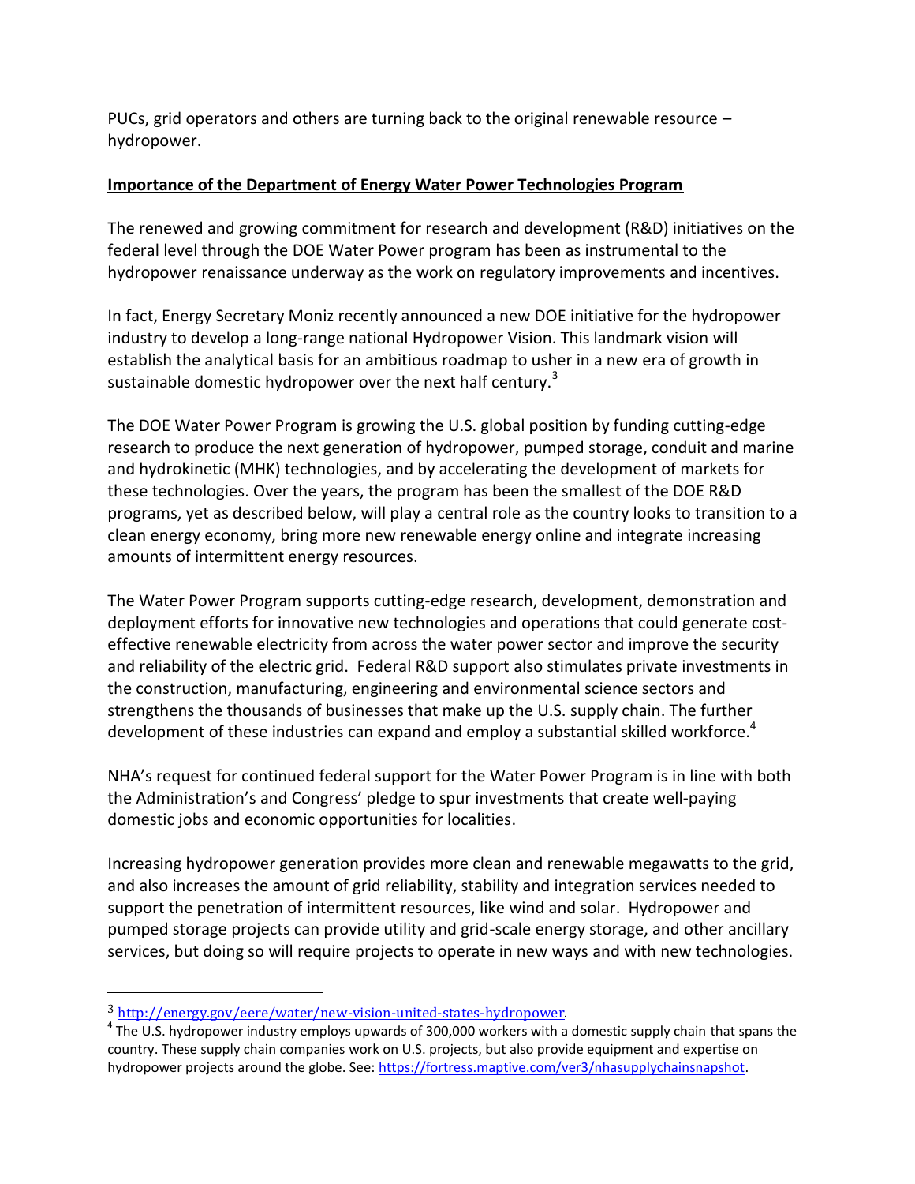PUCs, grid operators and others are turning back to the original renewable resource – hydropower.

**Importance of the Department of Energy Water Power Technologies Program**

The renewed and growing commitment for research and development (R&D) initiatives on the federal level through the DOE Water Power program has been as instrumental to the hydropower renaissance underway as the work on regulatory improvements and incentives.

In fact, Energy Secretary Moniz recently announced a new DOE initiative for the hydropower industry to develop a long-range national Hydropower Vision. This landmark vision will establish the analytical basis for an ambitious roadmap to usher in a new era of growth in sustainable domestic hydropower over the next half century.[3]

The DOE Water Power Program is growing the U.S. global position by funding cutting-edge research to produce the next generation of hydropower, pumped storage, conduit and marine and hydrokinetic (MHK) technologies, and by accelerating the development of markets for these technologies. Over the years, the program has been the smallest of the DOE R&D programs, yet as described below, will play a central role as the country looks to transition to a clean energy economy, bring more new renewable energy online and integrate increasing amounts of intermittent energy resources.

The Water Power Program supports cutting-edge research, development, demonstration and deployment efforts for innovative new technologies and operations that could generate cost-effective renewable electricity from across the water power sector and improve the security and reliability of the electric grid. Federal R&D support also stimulates private investments in the construction, manufacturing, engineering and environmental science sectors and strengthens the thousands of businesses that make up the U.S. supply chain. The further development of these industries can expand and employ a substantial skilled workforce.[4]

NHA's request for continued federal support for the Water Power Program is in line with both the Administration's and Congress' pledge to spur investments that create well-paying domestic jobs and economic opportunities for localities.

Increasing hydropower generation provides more clean and renewable megawatts to the grid, and also increases the amount of grid reliability, stability and integration services needed to support the penetration of intermittent resources, like wind and solar. Hydropower and pumped storage projects can provide utility and grid-scale energy storage, and other ancillary services, but doing so will require projects to operate in new ways and with new technologies.

---

[3] http://energy.gov/eere/water/new-vision-united-states-hydropower.

[4] The U.S. hydropower industry employs upwards of 300,000 workers with a domestic supply chain that spans the country. These supply chain companies work on U.S. projects, but also provide equipment and expertise on hydropower projects around the globe. See: https://fortress.maptive.com/ver3/nhasupplychainsnapshot.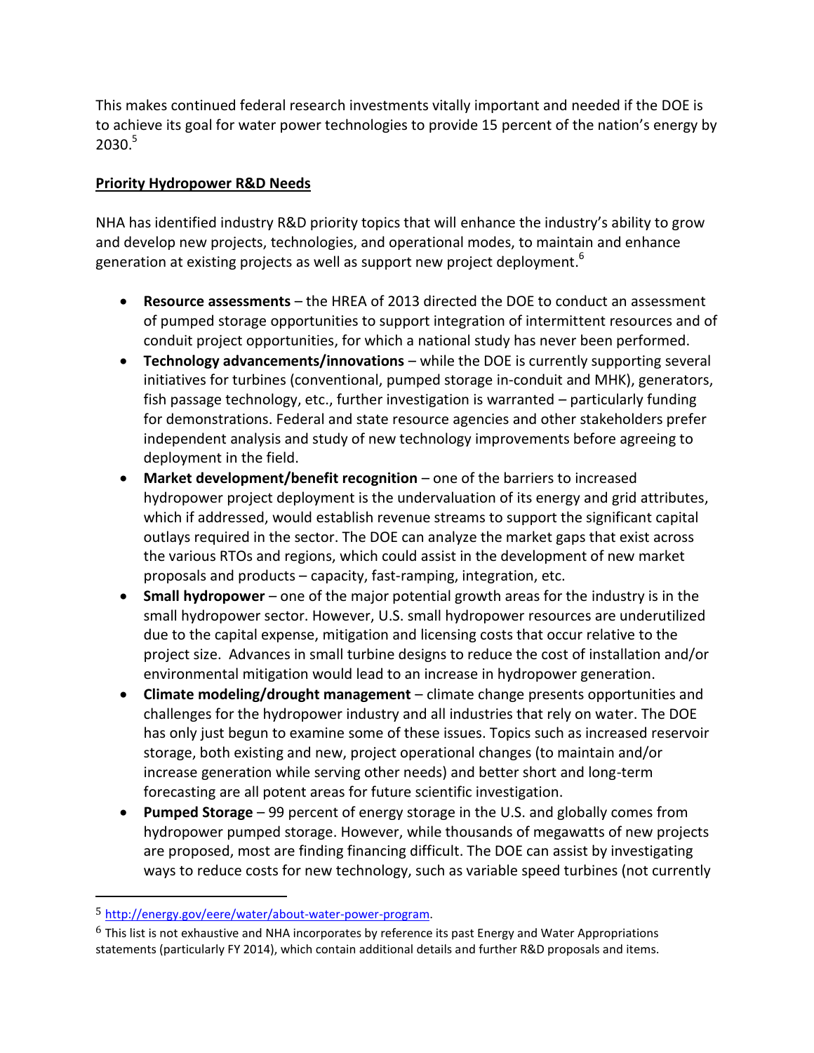This makes continued federal research investments vitally important and needed if the DOE is to achieve its goal for water power technologies to provide 15 percent of the nation's energy by 2030.[5]

**Priority Hydropower R&D Needs**

NHA has identified industry R&D priority topics that will enhance the industry's ability to grow and develop new projects, technologies, and operational modes, to maintain and enhance generation at existing projects as well as support new project deployment.[6]

- **Resource assessments** – the HREA of 2013 directed the DOE to conduct an assessment of pumped storage opportunities to support integration of intermittent resources and of conduit project opportunities, for which a national study has never been performed.
- **Technology advancements/innovations** – while the DOE is currently supporting several initiatives for turbines (conventional, pumped storage in-conduit and MHK), generators, fish passage technology, etc., further investigation is warranted – particularly funding for demonstrations. Federal and state resource agencies and other stakeholders prefer independent analysis and study of new technology improvements before agreeing to deployment in the field.
- **Market development/benefit recognition** – one of the barriers to increased hydropower project deployment is the undervaluation of its energy and grid attributes, which if addressed, would establish revenue streams to support the significant capital outlays required in the sector. The DOE can analyze the market gaps that exist across the various RTOs and regions, which could assist in the development of new market proposals and products – capacity, fast-ramping, integration, etc.
- **Small hydropower** – one of the major potential growth areas for the industry is in the small hydropower sector. However, U.S. small hydropower resources are underutilized due to the capital expense, mitigation and licensing costs that occur relative to the project size. Advances in small turbine designs to reduce the cost of installation and/or environmental mitigation would lead to an increase in hydropower generation.
- **Climate modeling/drought management** – climate change presents opportunities and challenges for the hydropower industry and all industries that rely on water. The DOE has only just begun to examine some of these issues. Topics such as increased reservoir storage, both existing and new, project operational changes (to maintain and/or increase generation while serving other needs) and better short and long-term forecasting are all potent areas for future scientific investigation.
- **Pumped Storage** – 99 percent of energy storage in the U.S. and globally comes from hydropower pumped storage. However, while thousands of megawatts of new projects are proposed, most are finding financing difficult. The DOE can assist by investigating ways to reduce costs for new technology, such as variable speed turbines (not currently

---

[5] http://energy.gov/eere/water/about-water-power-program.

[6] This list is not exhaustive and NHA incorporates by reference its past Energy and Water Appropriations statements (particularly FY 2014), which contain additional details and further R&D proposals and items.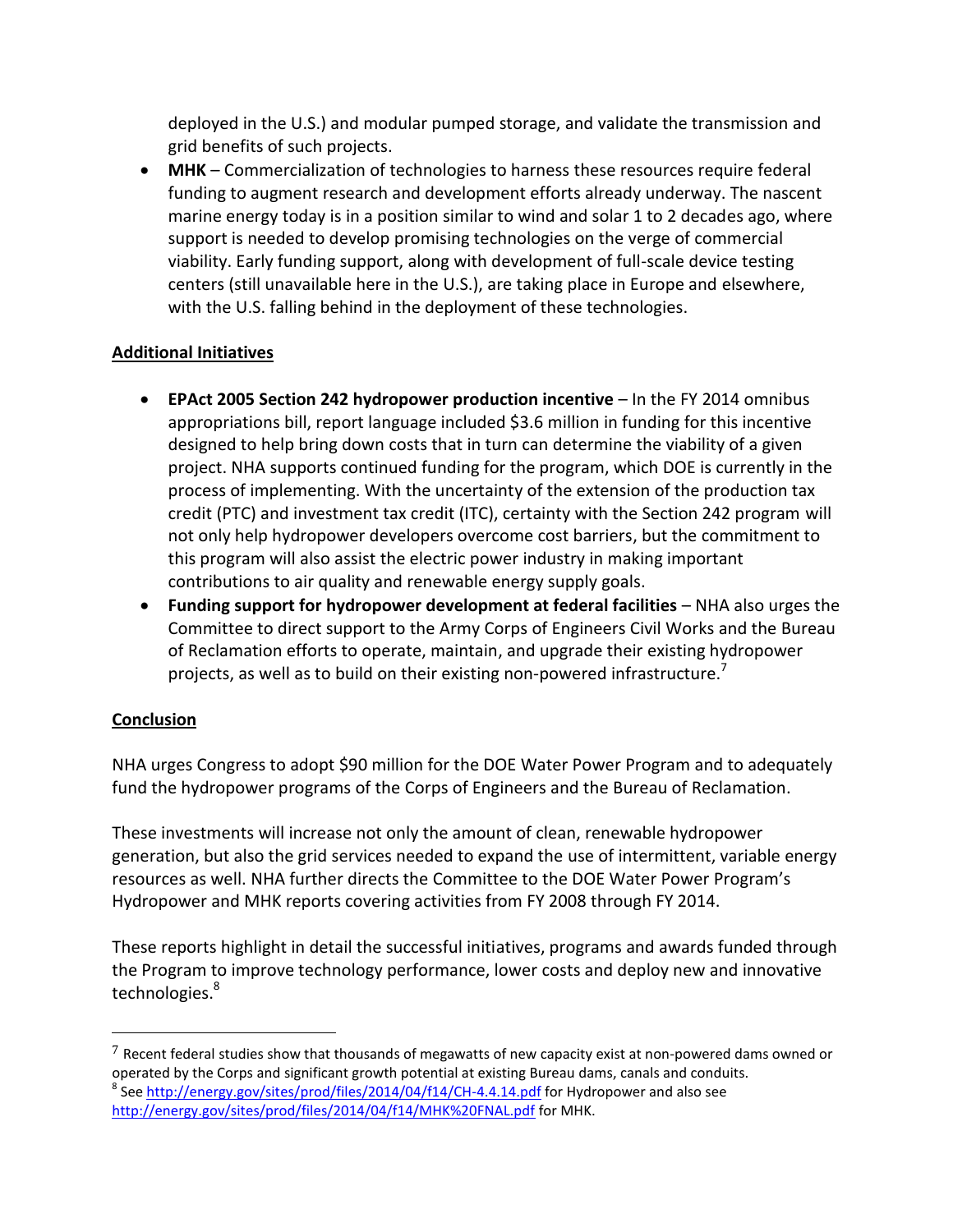deployed in the U.S.) and modular pumped storage, and validate the transmission and grid benefits of such projects.

- **MHK** – Commercialization of technologies to harness these resources require federal funding to augment research and development efforts already underway. The nascent marine energy today is in a position similar to wind and solar 1 to 2 decades ago, where support is needed to develop promising technologies on the verge of commercial viability. Early funding support, along with development of full-scale device testing centers (still unavailable here in the U.S.), are taking place in Europe and elsewhere, with the U.S. falling behind in the deployment of these technologies.

**Additional Initiatives**

- **EPAct 2005 Section 242 hydropower production incentive** – In the FY 2014 omnibus appropriations bill, report language included $3.6 million in funding for this incentive designed to help bring down costs that in turn can determine the viability of a given project. NHA supports continued funding for the program, which DOE is currently in the process of implementing. With the uncertainty of the extension of the production tax credit (PTC) and investment tax credit (ITC), certainty with the Section 242 program will not only help hydropower developers overcome cost barriers, but the commitment to this program will also assist the electric power industry in making important contributions to air quality and renewable energy supply goals.
- **Funding support for hydropower development at federal facilities** – NHA also urges the Committee to direct support to the Army Corps of Engineers Civil Works and the Bureau of Reclamation efforts to operate, maintain, and upgrade their existing hydropower projects, as well as to build on their existing non-powered infrastructure.[7]

**Conclusion**

NHA urges Congress to adopt $90 million for the DOE Water Power Program and to adequately fund the hydropower programs of the Corps of Engineers and the Bureau of Reclamation.

These investments will increase not only the amount of clean, renewable hydropower generation, but also the grid services needed to expand the use of intermittent, variable energy resources as well. NHA further directs the Committee to the DOE Water Power Program's Hydropower and MHK reports covering activities from FY 2008 through FY 2014.

These reports highlight in detail the successful initiatives, programs and awards funded through the Program to improve technology performance, lower costs and deploy new and innovative technologies.[8]

---

[7] Recent federal studies show that thousands of megawatts of new capacity exist at non-powered dams owned or operated by the Corps and significant growth potential at existing Bureau dams, canals and conduits.

[8] See http://energy.gov/sites/prod/files/2014/04/f14/CH-4.4.14.pdf for Hydropower and also see http://energy.gov/sites/prod/files/2014/04/f14/MHK%20FNAL.pdf for MHK.